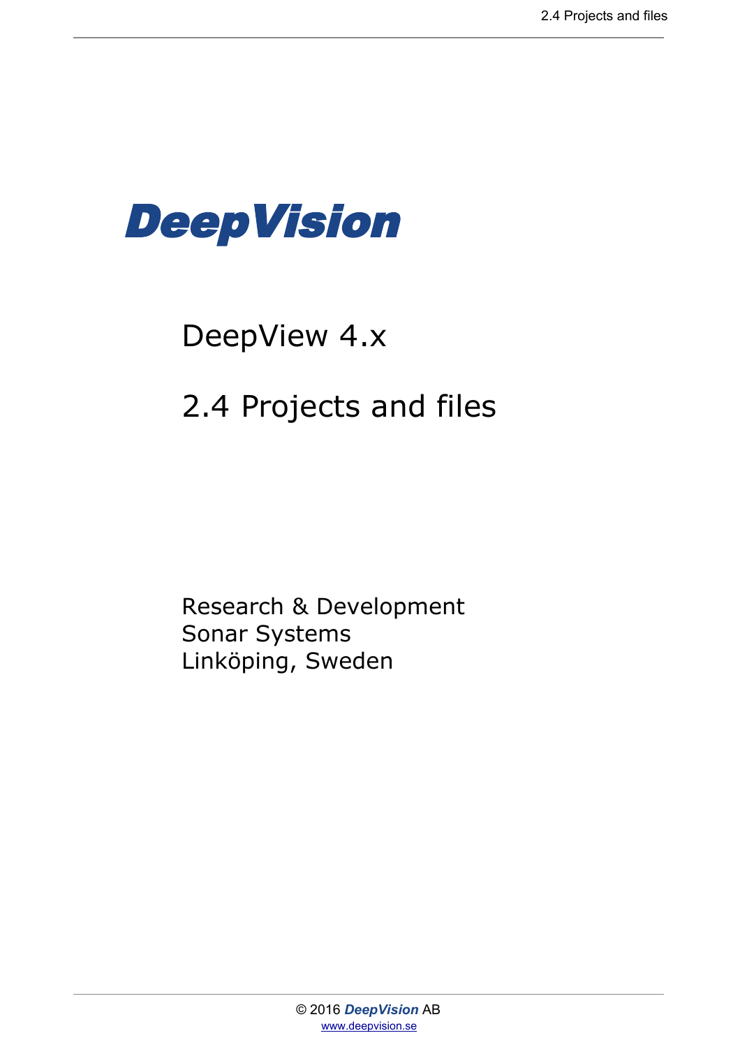**DeepVision**

# DeepView 4.x

# 2.4 Projects and files

Research & Development
Sonar Systems
Linköping, Sweden

© 2016 *DeepVision* AB
www.deepvision.se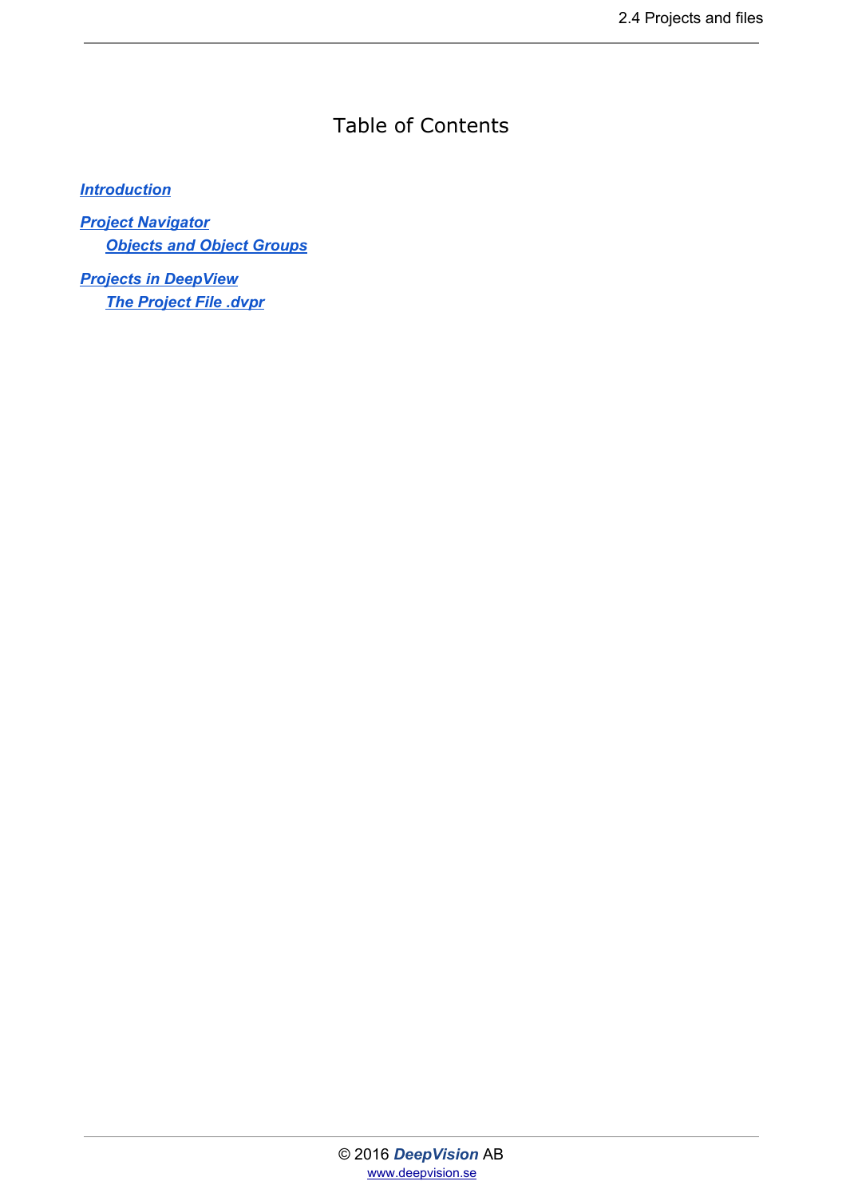# Table of Contents

[Introduction](#)

[Project Navigator](#)
- [Objects and Object Groups](#)

[Projects in DeepView](#)
- [The Project File .dvpr](#)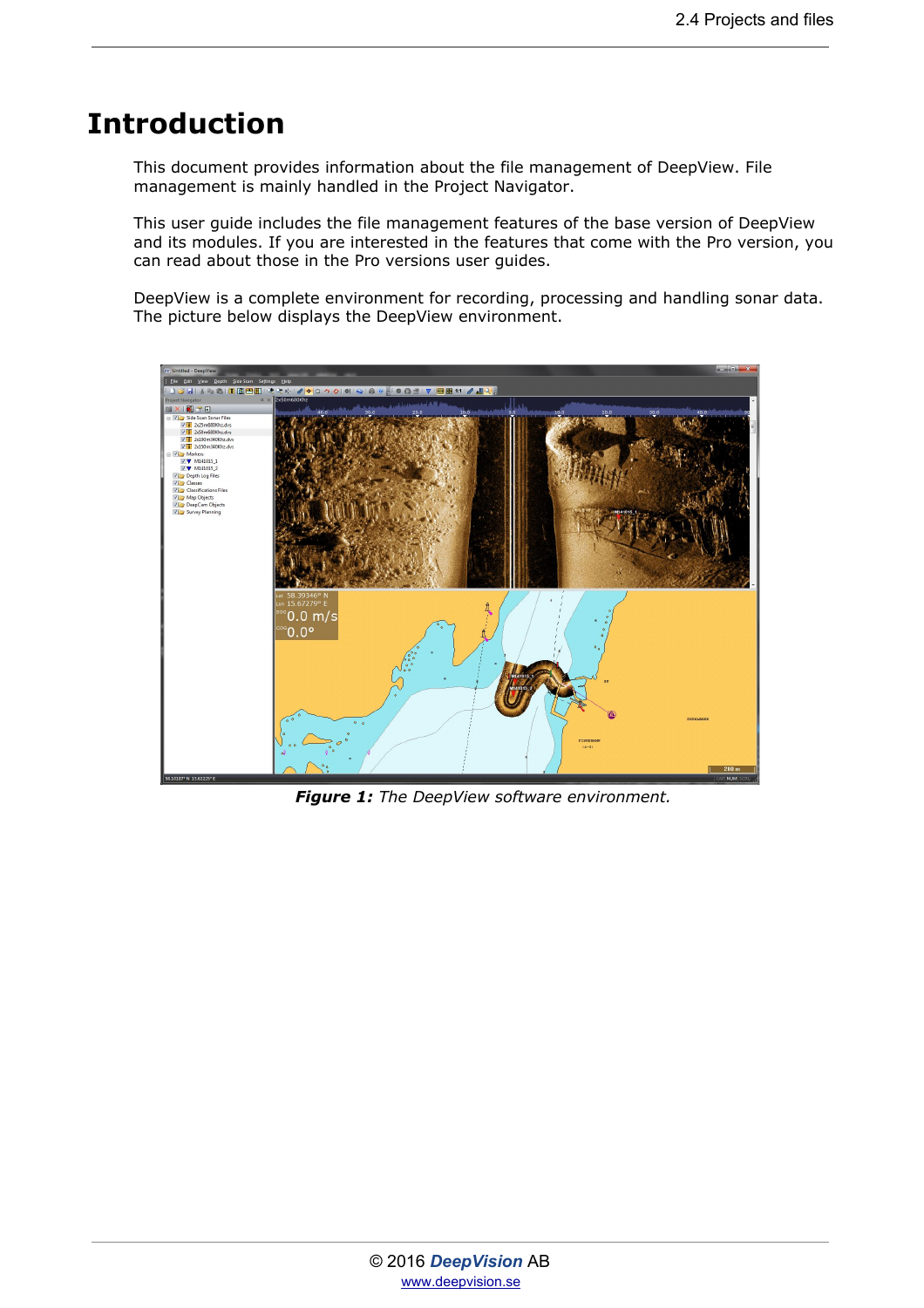# Introduction

This document provides information about the file management of DeepView. File management is mainly handled in the Project Navigator.

This user guide includes the file management features of the base version of DeepView and its modules. If you are interested in the features that come with the Pro version, you can read about those in the Pro versions user guides.

DeepView is a complete environment for recording, processing and handling sonar data. The picture below displays the DeepView environment.

***Figure 1:*** *The DeepView software environment.*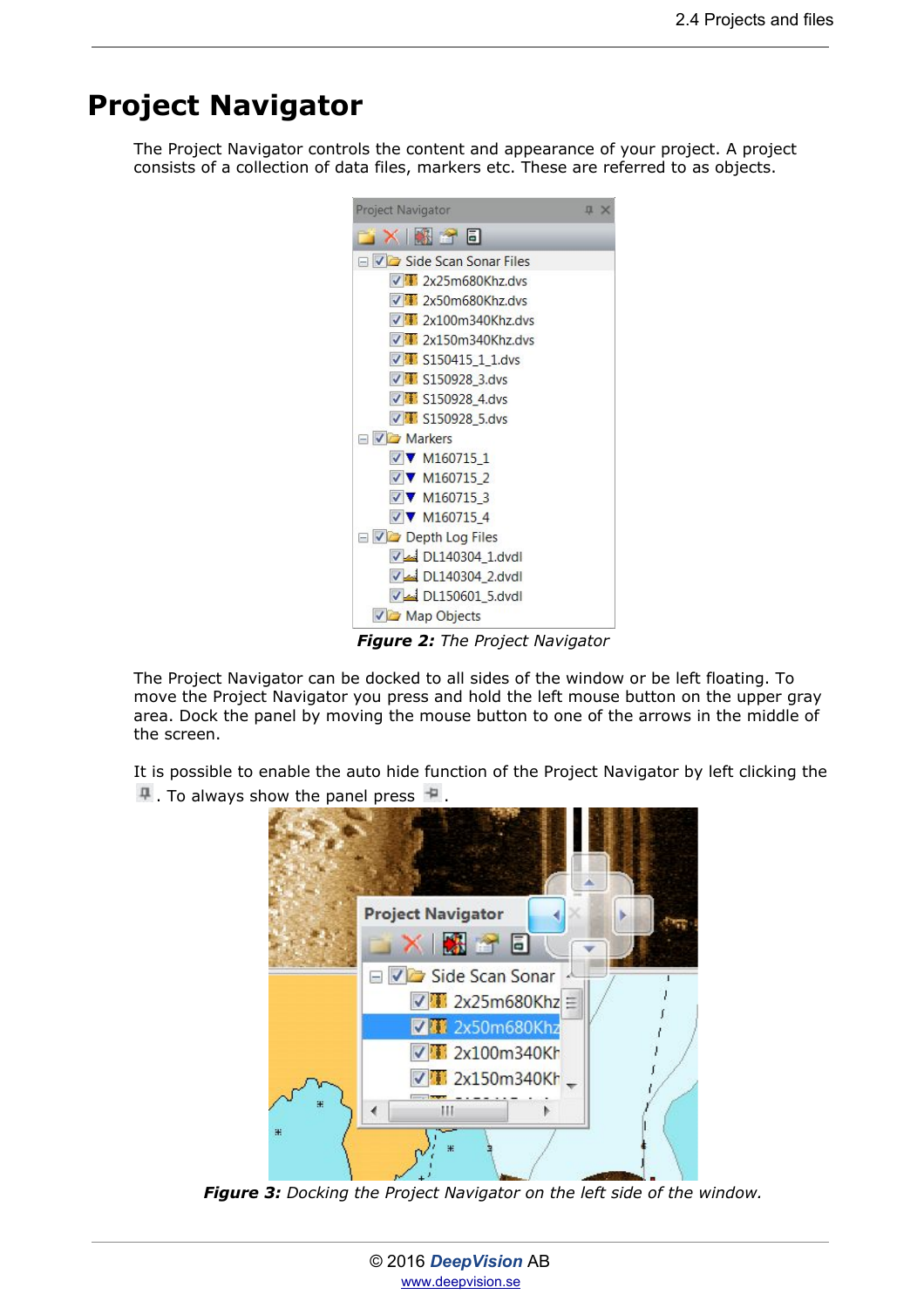# Project Navigator

The Project Navigator controls the content and appearance of your project. A project consists of a collection of data files, markers etc. These are referred to as objects.

***Figure 2:*** *The Project Navigator*

The Project Navigator can be docked to all sides of the window or be left floating. To move the Project Navigator you press and hold the left mouse button on the upper gray area. Dock the panel by moving the mouse button to one of the arrows in the middle of the screen.

It is possible to enable the auto hide function of the Project Navigator by left clicking the . To always show the panel press .

***Figure 3:*** *Docking the Project Navigator on the left side of the window.*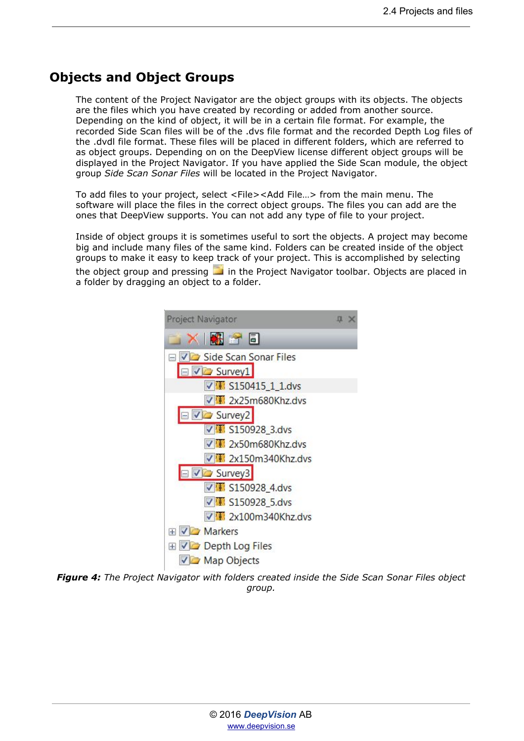## Objects and Object Groups

The content of the Project Navigator are the object groups with its objects. The objects are the files which you have created by recording or added from another source. Depending on the kind of object, it will be in a certain file format. For example, the recorded Side Scan files will be of the .dvs file format and the recorded Depth Log files of the .dvdl file format. These files will be placed in different folders, which are referred to as object groups. Depending on on the DeepView license different object groups will be displayed in the Project Navigator. If you have applied the Side Scan module, the object group *Side Scan Sonar Files* will be located in the Project Navigator.

To add files to your project, select <File><Add File…> from the main menu. The software will place the files in the correct object groups. The files you can add are the ones that DeepView supports. You can not add any type of file to your project.

Inside of object groups it is sometimes useful to sort the objects. A project may become big and include many files of the same kind. Folders can be created inside of the object groups to make it easy to keep track of your project. This is accomplished by selecting the object group and pressing in the Project Navigator toolbar. Objects are placed in a folder by dragging an object to a folder.

***Figure 4:*** *The Project Navigator with folders created inside the Side Scan Sonar Files object group.*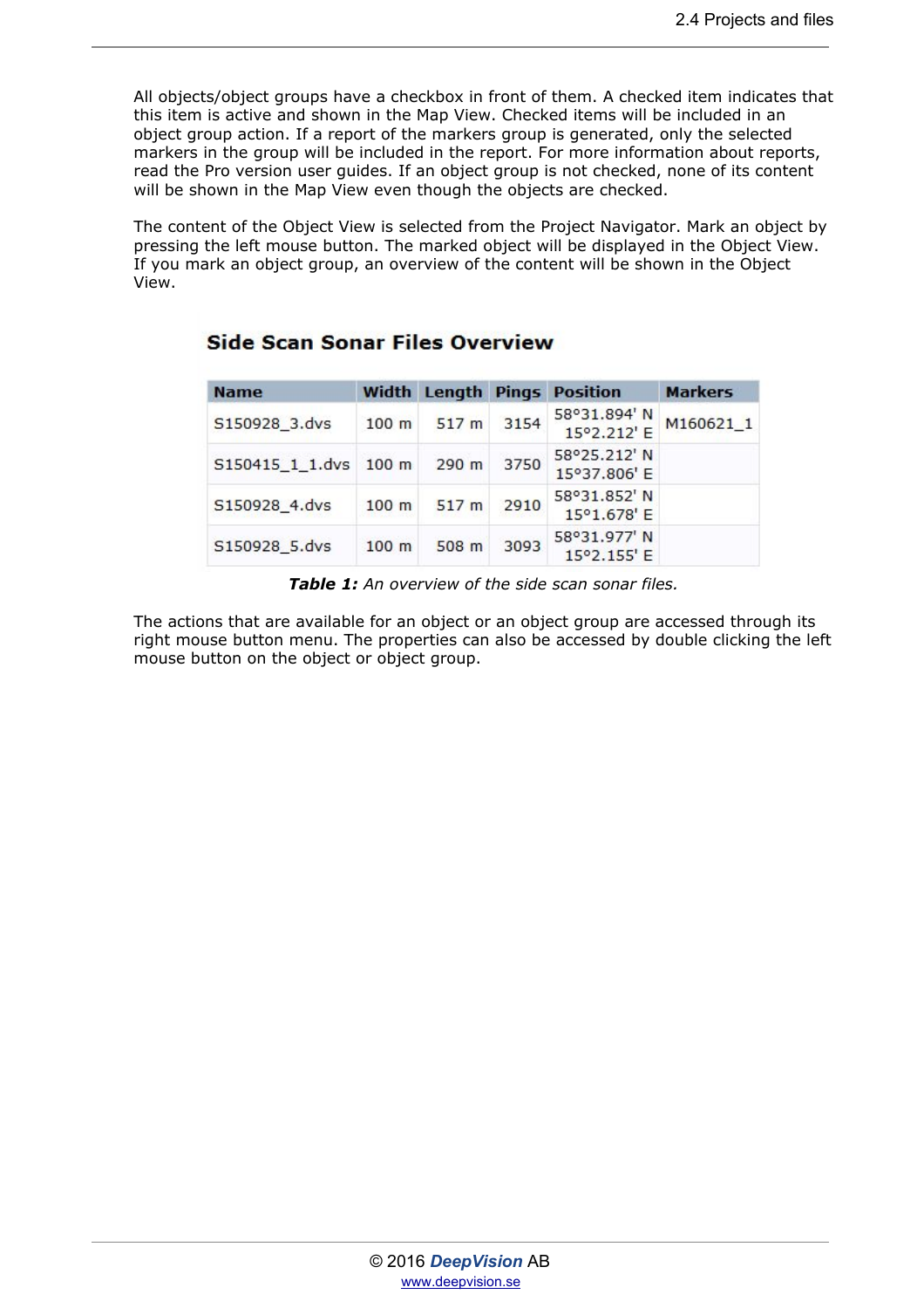All objects/object groups have a checkbox in front of them. A checked item indicates that this item is active and shown in the Map View. Checked items will be included in an object group action. If a report of the markers group is generated, only the selected markers in the group will be included in the report. For more information about reports, read the Pro version user guides. If an object group is not checked, none of its content will be shown in the Map View even though the objects are checked.

The content of the Object View is selected from the Project Navigator. Mark an object by pressing the left mouse button. The marked object will be displayed in the Object View. If you mark an object group, an overview of the content will be shown in the Object View.

## Side Scan Sonar Files Overview

| Name | Width | Length | Pings | Position | Markers |
|---|---|---|---|---|---|
| S150928_3.dvs | 100 m | 517 m | 3154 | 58°31.894' N 15°2.212' E | M160621_1 |
| S150415_1_1.dvs | 100 m | 290 m | 3750 | 58°25.212' N 15°37.806' E | |
| S150928_4.dvs | 100 m | 517 m | 2910 | 58°31.852' N 15°1.678' E | |
| S150928_5.dvs | 100 m | 508 m | 3093 | 58°31.977' N 15°2.155' E | |

***Table 1:*** *An overview of the side scan sonar files.*

The actions that are available for an object or an object group are accessed through its right mouse button menu. The properties can also be accessed by double clicking the left mouse button on the object or object group.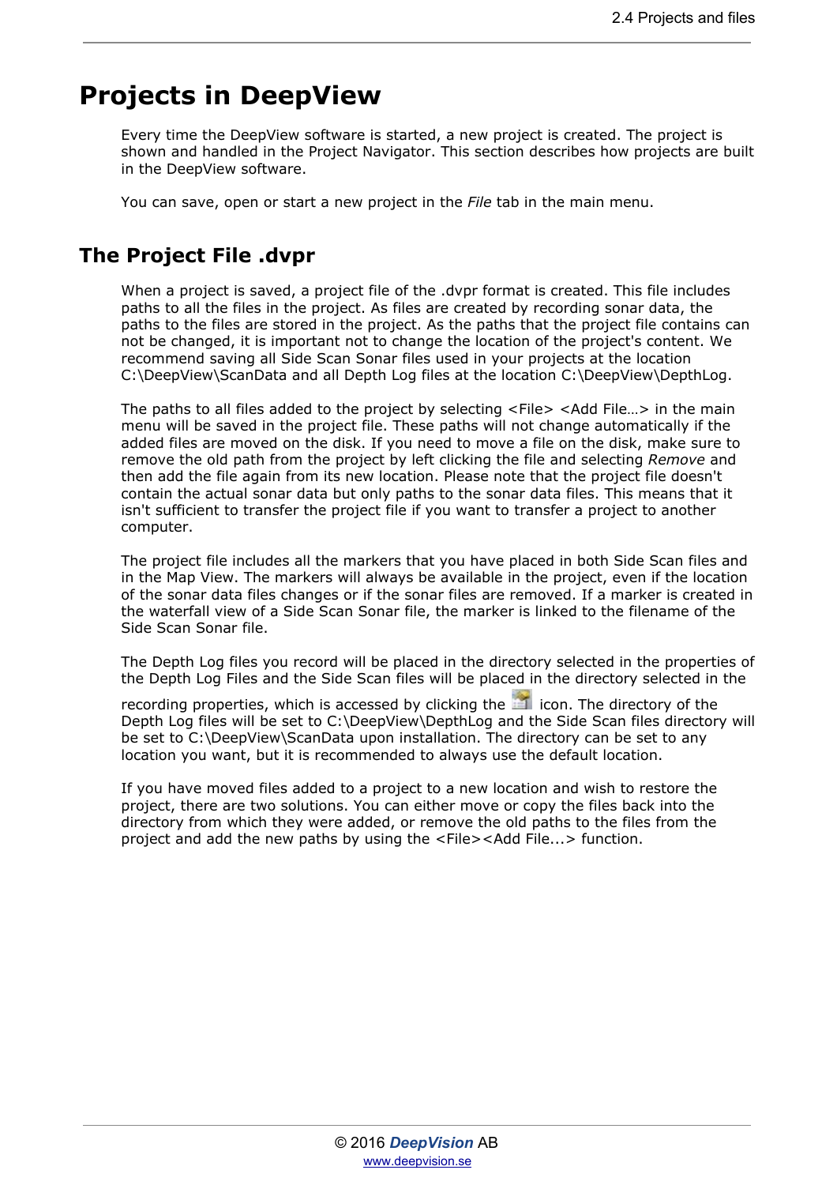# Projects in DeepView

Every time the DeepView software is started, a new project is created. The project is shown and handled in the Project Navigator. This section describes how projects are built in the DeepView software.

You can save, open or start a new project in the *File* tab in the main menu.

## The Project File .dvpr

When a project is saved, a project file of the .dvpr format is created. This file includes paths to all the files in the project. As files are created by recording sonar data, the paths to the files are stored in the project. As the paths that the project file contains can not be changed, it is important not to change the location of the project's content. We recommend saving all Side Scan Sonar files used in your projects at the location C:\DeepView\ScanData and all Depth Log files at the location C:\DeepView\DepthLog.

The paths to all files added to the project by selecting <File> <Add File…> in the main menu will be saved in the project file. These paths will not change automatically if the added files are moved on the disk. If you need to move a file on the disk, make sure to remove the old path from the project by left clicking the file and selecting *Remove* and then add the file again from its new location. Please note that the project file doesn't contain the actual sonar data but only paths to the sonar data files. This means that it isn't sufficient to transfer the project file if you want to transfer a project to another computer.

The project file includes all the markers that you have placed in both Side Scan files and in the Map View. The markers will always be available in the project, even if the location of the sonar data files changes or if the sonar files are removed. If a marker is created in the waterfall view of a Side Scan Sonar file, the marker is linked to the filename of the Side Scan Sonar file.

The Depth Log files you record will be placed in the directory selected in the properties of the Depth Log Files and the Side Scan files will be placed in the directory selected in the recording properties, which is accessed by clicking the icon. The directory of the Depth Log files will be set to C:\DeepView\DepthLog and the Side Scan files directory will be set to C:\DeepView\ScanData upon installation. The directory can be set to any location you want, but it is recommended to always use the default location.

If you have moved files added to a project to a new location and wish to restore the project, there are two solutions. You can either move or copy the files back into the directory from which they were added, or remove the old paths to the files from the project and add the new paths by using the <File><Add File...> function.